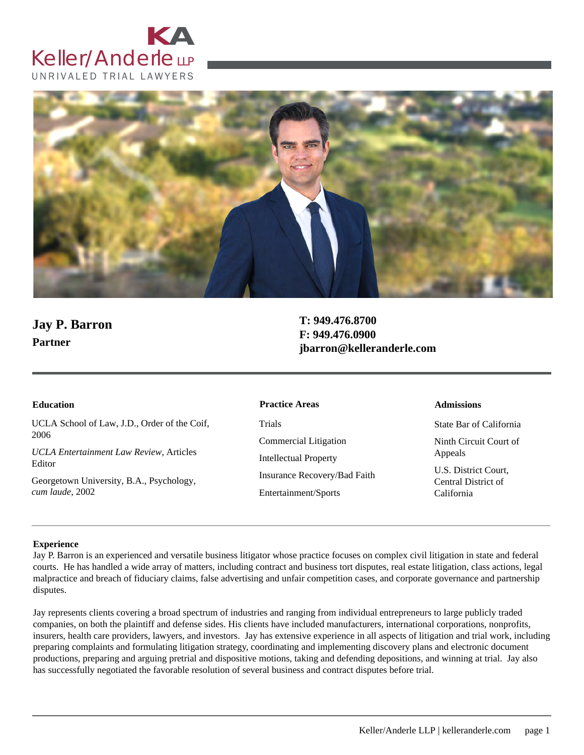Keller/Anderle LLP
UNRIVALED TRIAL LAWYERS

# Jay P. Barron

**Partner**

**T: 949.476.8700**
**F: 949.476.0900**
**jbarron@kelleranderle.com**

### Education

UCLA School of Law, J.D., Order of the Coif, 2006

*UCLA Entertainment Law Review*, Articles Editor

Georgetown University, B.A., Psychology, *cum laude*, 2002

### Practice Areas

Trials

Commercial Litigation

Intellectual Property

Insurance Recovery/Bad Faith

Entertainment/Sports

### Admissions

State Bar of California

Ninth Circuit Court of Appeals

U.S. District Court, Central District of California

### Experience

Jay P. Barron is an experienced and versatile business litigator whose practice focuses on complex civil litigation in state and federal courts. He has handled a wide array of matters, including contract and business tort disputes, real estate litigation, class actions, legal malpractice and breach of fiduciary claims, false advertising and unfair competition cases, and corporate governance and partnership disputes.

Jay represents clients covering a broad spectrum of industries and ranging from individual entrepreneurs to large publicly traded companies, on both the plaintiff and defense sides. His clients have included manufacturers, international corporations, nonprofits, insurers, health care providers, lawyers, and investors. Jay has extensive experience in all aspects of litigation and trial work, including preparing complaints and formulating litigation strategy, coordinating and implementing discovery plans and electronic document productions, preparing and arguing pretrial and dispositive motions, taking and defending depositions, and winning at trial. Jay also has successfully negotiated the favorable resolution of several business and contract disputes before trial.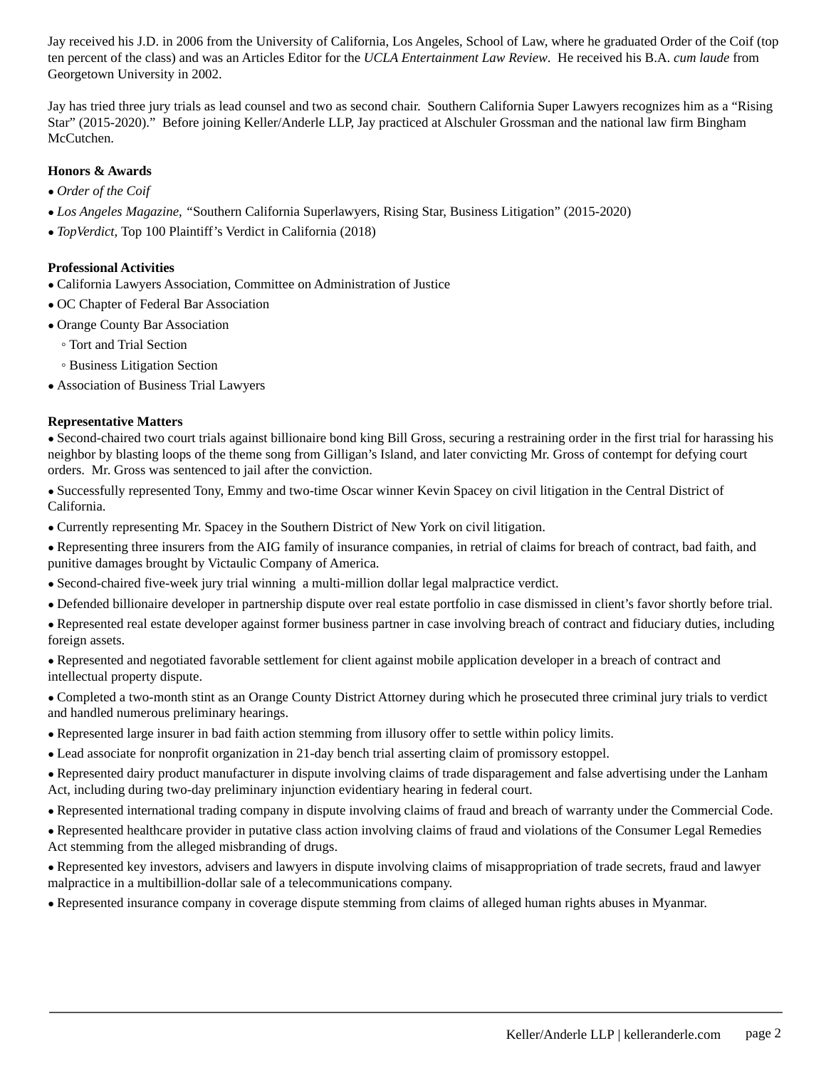Jay received his J.D. in 2006 from the University of California, Los Angeles, School of Law, where he graduated Order of the Coif (top ten percent of the class) and was an Articles Editor for the *UCLA Entertainment Law Review*. He received his B.A. *cum laude* from Georgetown University in 2002.

Jay has tried three jury trials as lead counsel and two as second chair. Southern California Super Lawyers recognizes him as a "Rising Star" (2015-2020)." Before joining Keller/Anderle LLP, Jay practiced at Alschuler Grossman and the national law firm Bingham McCutchen.

**Honors & Awards**

- *Order of the Coif*
- *Los Angeles Magazine,* "Southern California Superlawyers, Rising Star, Business Litigation" (2015-2020)
- *TopVerdict,* Top 100 Plaintiff's Verdict in California (2018)

**Professional Activities**

- California Lawyers Association, Committee on Administration of Justice
- OC Chapter of Federal Bar Association
- Orange County Bar Association
  - Tort and Trial Section
  - Business Litigation Section
- Association of Business Trial Lawyers

**Representative Matters**

- Second-chaired two court trials against billionaire bond king Bill Gross, securing a restraining order in the first trial for harassing his neighbor by blasting loops of the theme song from Gilligan's Island, and later convicting Mr. Gross of contempt for defying court orders. Mr. Gross was sentenced to jail after the conviction.
- Successfully represented Tony, Emmy and two-time Oscar winner Kevin Spacey on civil litigation in the Central District of California.
- Currently representing Mr. Spacey in the Southern District of New York on civil litigation.
- Representing three insurers from the AIG family of insurance companies, in retrial of claims for breach of contract, bad faith, and punitive damages brought by Victaulic Company of America.
- Second-chaired five-week jury trial winning a multi-million dollar legal malpractice verdict.
- Defended billionaire developer in partnership dispute over real estate portfolio in case dismissed in client's favor shortly before trial.
- Represented real estate developer against former business partner in case involving breach of contract and fiduciary duties, including foreign assets.
- Represented and negotiated favorable settlement for client against mobile application developer in a breach of contract and intellectual property dispute.
- Completed a two-month stint as an Orange County District Attorney during which he prosecuted three criminal jury trials to verdict and handled numerous preliminary hearings.
- Represented large insurer in bad faith action stemming from illusory offer to settle within policy limits.
- Lead associate for nonprofit organization in 21-day bench trial asserting claim of promissory estoppel.
- Represented dairy product manufacturer in dispute involving claims of trade disparagement and false advertising under the Lanham Act, including during two-day preliminary injunction evidentiary hearing in federal court.
- Represented international trading company in dispute involving claims of fraud and breach of warranty under the Commercial Code.
- Represented healthcare provider in putative class action involving claims of fraud and violations of the Consumer Legal Remedies Act stemming from the alleged misbranding of drugs.
- Represented key investors, advisers and lawyers in dispute involving claims of misappropriation of trade secrets, fraud and lawyer malpractice in a multibillion-dollar sale of a telecommunications company.
- Represented insurance company in coverage dispute stemming from claims of alleged human rights abuses in Myanmar.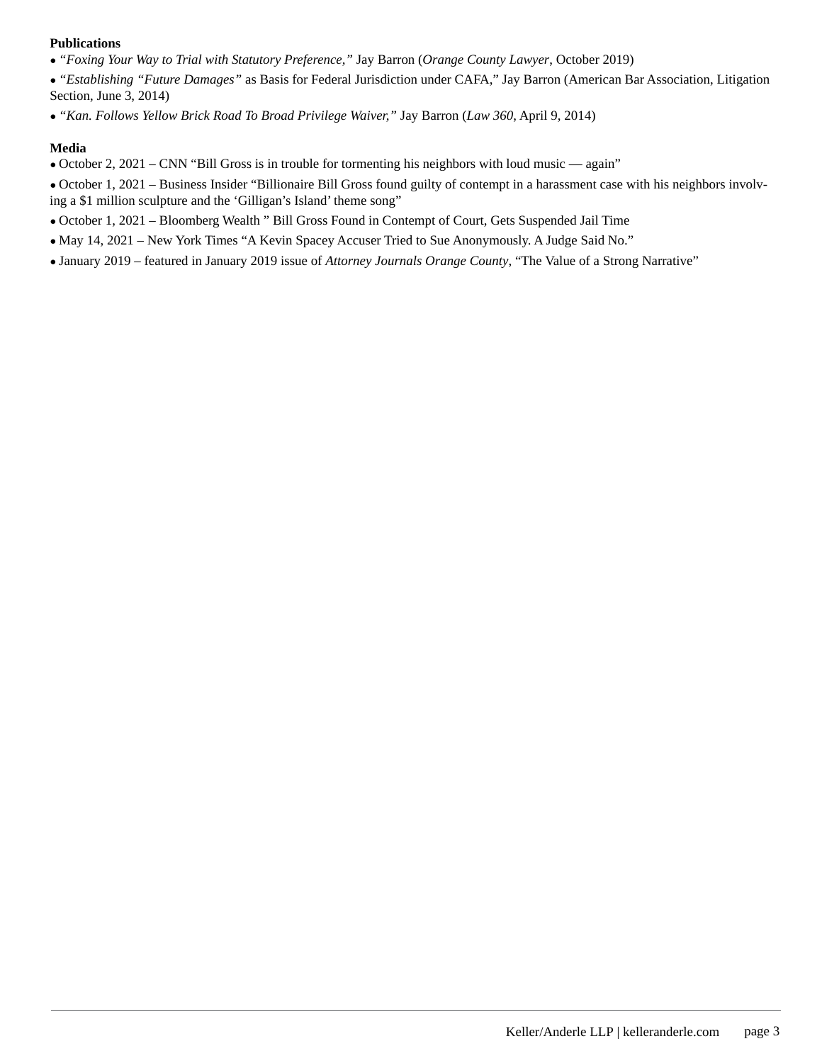**Publications**

- *"Foxing Your Way to Trial with Statutory Preference,"* Jay Barron (*Orange County Lawyer*, October 2019)
- *"Establishing "Future Damages"* as Basis for Federal Jurisdiction under CAFA," Jay Barron (American Bar Association, Litigation Section, June 3, 2014)
- *"Kan. Follows Yellow Brick Road To Broad Privilege Waiver,"* Jay Barron (*Law 360*, April 9, 2014)

**Media**

- October 2, 2021 – CNN "Bill Gross is in trouble for tormenting his neighbors with loud music — again"
- October 1, 2021 – Business Insider "Billionaire Bill Gross found guilty of contempt in a harassment case with his neighbors involving a $1 million sculpture and the 'Gilligan's Island' theme song"
- October 1, 2021 – Bloomberg Wealth " Bill Gross Found in Contempt of Court, Gets Suspended Jail Time
- May 14, 2021 – New York Times "A Kevin Spacey Accuser Tried to Sue Anonymously. A Judge Said No."
- January 2019 – featured in January 2019 issue of *Attorney Journals Orange County*, "The Value of a Strong Narrative"